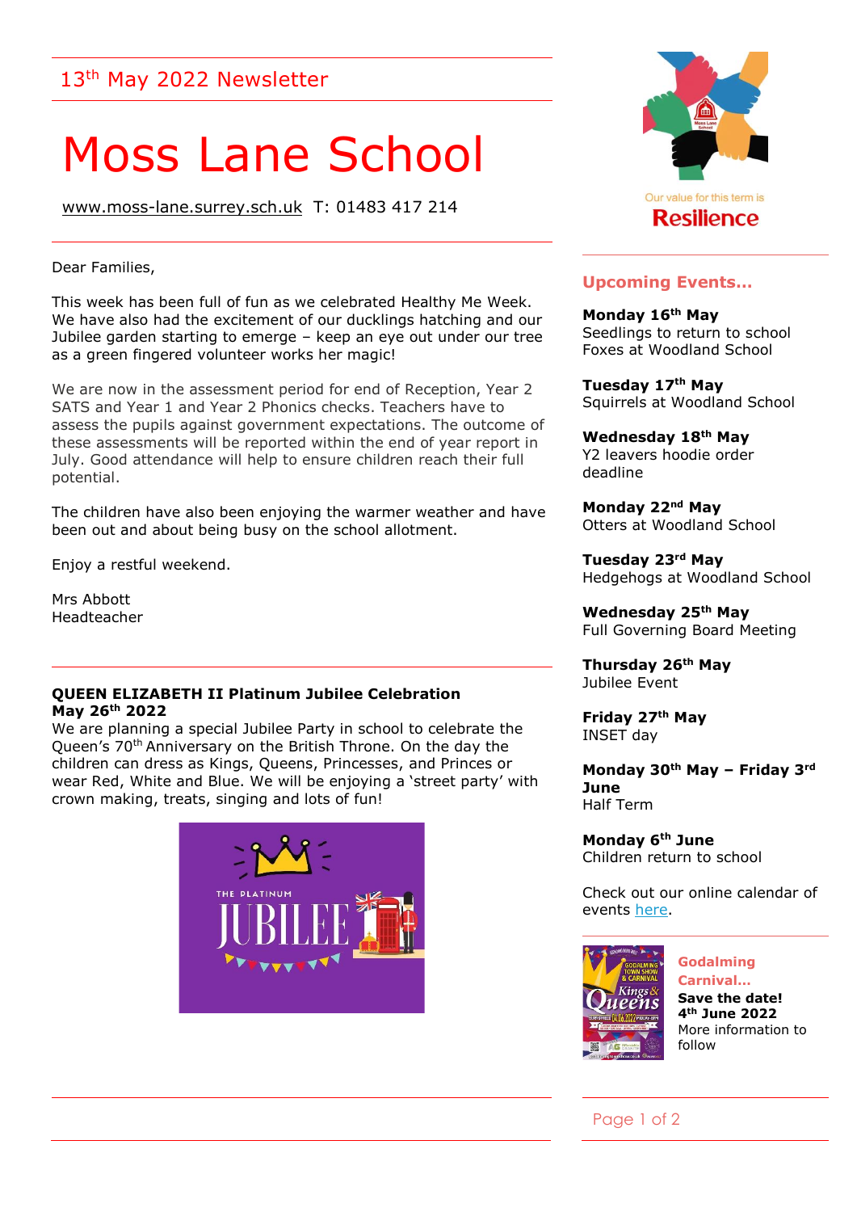13th May 2022 Newsletter

# Moss Lane School

www.moss-lane.surrey.sch.uk T: 01483 417 214

Our value for this term is
**Resilience**

Dear Families,

This week has been full of fun as we celebrated Healthy Me Week. We have also had the excitement of our ducklings hatching and our Jubilee garden starting to emerge – keep an eye out under our tree as a green fingered volunteer works her magic!

We are now in the assessment period for end of Reception, Year 2 SATS and Year 1 and Year 2 Phonics checks. Teachers have to assess the pupils against government expectations. The outcome of these assessments will be reported within the end of year report in July. Good attendance will help to ensure children reach their full potential.

The children have also been enjoying the warmer weather and have been out and about being busy on the school allotment.

Enjoy a restful weekend.

Mrs Abbott
Headteacher

### QUEEN ELIZABETH II Platinum Jubilee Celebration May 26th 2022

We are planning a special Jubilee Party in school to celebrate the Queen's 70th Anniversary on the British Throne. On the day the children can dress as Kings, Queens, Princesses, and Princes or wear Red, White and Blue. We will be enjoying a 'street party' with crown making, treats, singing and lots of fun!

## Upcoming Events…

**Monday 16th May**
Seedlings to return to school
Foxes at Woodland School

**Tuesday 17th May**
Squirrels at Woodland School

**Wednesday 18th May**
Y2 leavers hoodie order deadline

**Monday 22nd May**
Otters at Woodland School

**Tuesday 23rd May**
Hedgehogs at Woodland School

**Wednesday 25th May**
Full Governing Board Meeting

**Thursday 26th May**
Jubilee Event

**Friday 27th May**
INSET day

**Monday 30th May – Friday 3rd June**
Half Term

**Monday 6th June**
Children return to school

Check out our online calendar of events here.

**Godalming Carnival…**
**Save the date! 4th June 2022**
More information to follow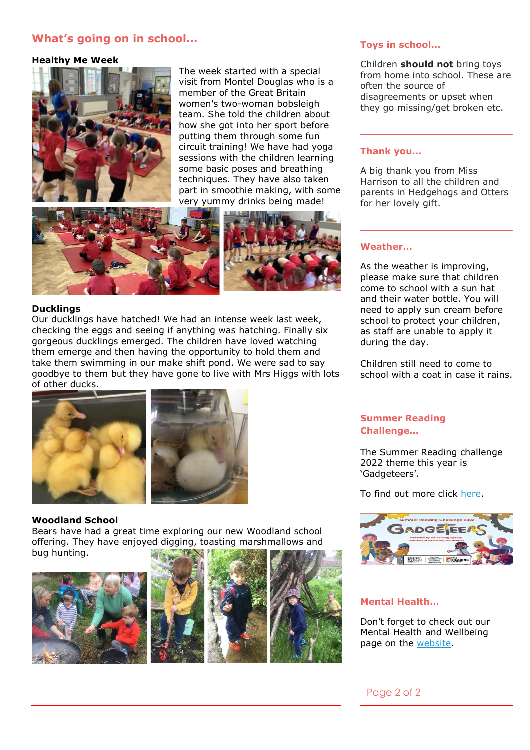## What's going on in school…

### Healthy Me Week

The week started with a special visit from Montel Douglas who is a member of the Great Britain women's two-woman bobsleigh team. She told the children about how she got into her sport before putting them through some fun circuit training! We have had yoga sessions with the children learning some basic poses and breathing techniques. They have also taken part in smoothie making, with some very yummy drinks being made!

### Ducklings

Our ducklings have hatched! We had an intense week last week, checking the eggs and seeing if anything was hatching. Finally six gorgeous ducklings emerged. The children have loved watching them emerge and then having the opportunity to hold them and take them swimming in our make shift pond. We were sad to say goodbye to them but they have gone to live with Mrs Higgs with lots of other ducks.

### Woodland School

Bears have had a great time exploring our new Woodland school offering. They have enjoyed digging, toasting marshmallows and bug hunting.

### Toys in school…

Children **should not** bring toys from home into school. These are often the source of disagreements or upset when they go missing/get broken etc.

### Thank you…

A big thank you from Miss Harrison to all the children and parents in Hedgehogs and Otters for her lovely gift.

### Weather…

As the weather is improving, please make sure that children come to school with a sun hat and their water bottle. You will need to apply sun cream before school to protect your children, as staff are unable to apply it during the day.

Children still need to come to school with a coat in case it rains.

### Summer Reading Challenge…

The Summer Reading challenge 2022 theme this year is 'Gadgeteers'.

To find out more click here.

### Mental Health…

Don't forget to check out our Mental Health and Wellbeing page on the website.